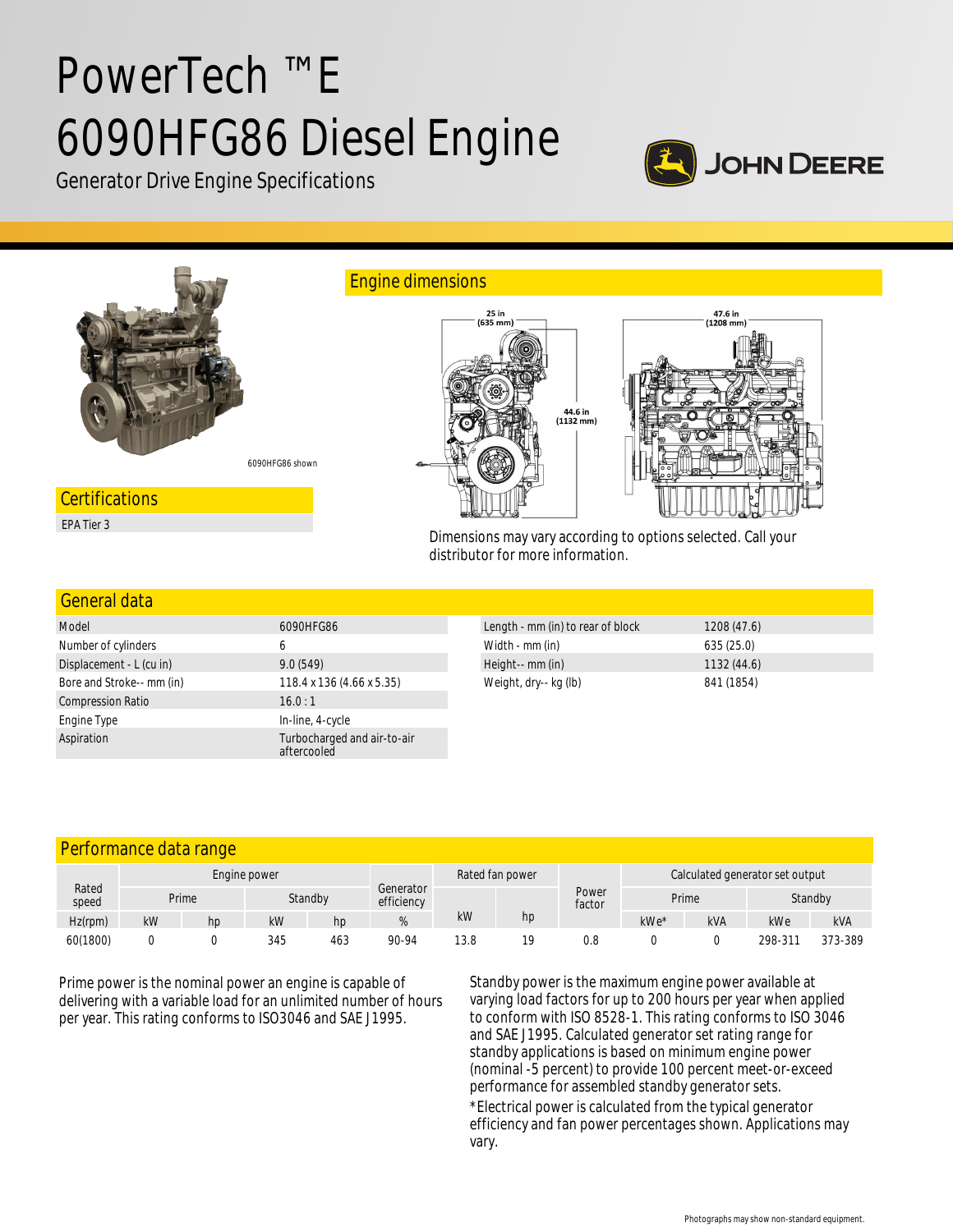# PowerTech ™E 6090HFG86 Diesel Engine

Generator Drive Engine Specifications

JOHN DEERE

6090HFG86 shown

## Certifications

EPA Tier 3

## Engine dimensions

25 in (635 mm)

44.6 in (1132 mm)

47.6 in (1208 mm)

Dimensions may vary according to options selected. Call your distributor for more information.

## General data

| | |
|---|---|
| Model | 6090HFG86 |
| Number of cylinders | 6 |
| Displacement - L (cu in) | 9.0 (549) |
| Bore and Stroke-- mm (in) | 118.4 x 136 (4.66 x 5.35) |
| Compression Ratio | 16.0 : 1 |
| Engine Type | In-line, 4-cycle |
| Aspiration | Turbocharged and air-to-air aftercooled |

| | |
|---|---|
| Length - mm (in) to rear of block | 1208 (47.6) |
| Width - mm (in) | 635 (25.0) |
| Height-- mm (in) | 1132 (44.6) |
| Weight, dry-- kg (lb) | 841 (1854) |

## Performance data range

| Rated speed | Engine power | | | | Generator efficiency | Rated fan power | | Power factor | Calculated generator set output | | | |
|---|---|---|---|---|---|---|---|---|---|---|---|---|
| | Prime | | Standby | | | | | | Prime | | Standby | |
| Hz(rpm) | kW | hp | kW | hp | % | kW | hp | | kWe* | kVA | kWe | kVA |
| 60(1800) | 0 | 0 | 345 | 463 | 90-94 | 13.8 | 19 | 0.8 | 0 | 0 | 298-311 | 373-389 |

Prime power is the nominal power an engine is capable of delivering with a variable load for an unlimited number of hours per year. This rating conforms to ISO3046 and SAE J1995.

Standby power is the maximum engine power available at varying load factors for up to 200 hours per year when applied to conform with ISO 8528-1. This rating conforms to ISO 3046 and SAE J1995. Calculated generator set rating range for standby applications is based on minimum engine power (nominal -5 percent) to provide 100 percent meet-or-exceed performance for assembled standby generator sets.

*Electrical power is calculated from the typical generator efficiency and fan power percentages shown. Applications may vary.

Photographs may show non-standard equipment.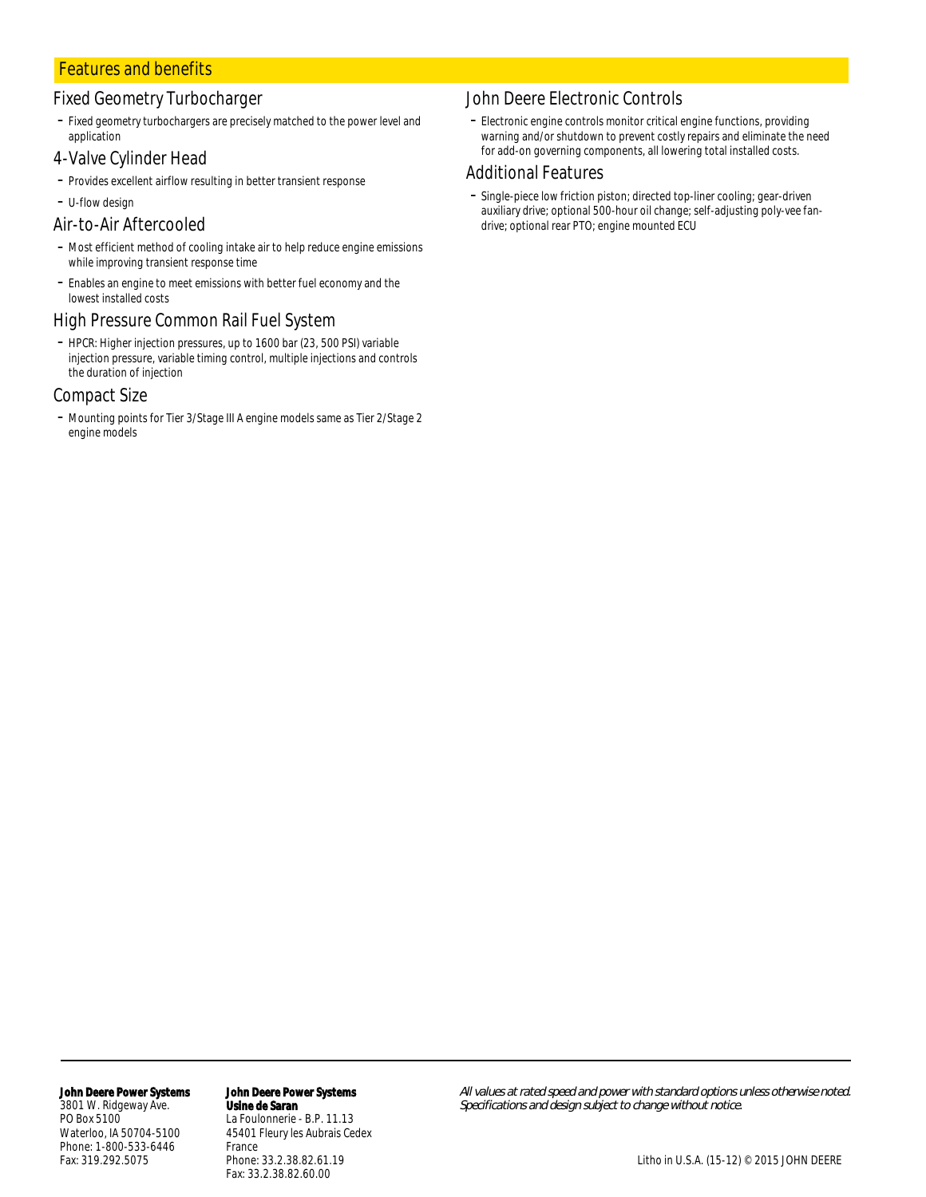## Features and benefits

### Fixed Geometry Turbocharger

- Fixed geometry turbochargers are precisely matched to the power level and application

### 4-Valve Cylinder Head

- Provides excellent airflow resulting in better transient response
- U-flow design

### Air-to-Air Aftercooled

- Most efficient method of cooling intake air to help reduce engine emissions while improving transient response time
- Enables an engine to meet emissions with better fuel economy and the lowest installed costs

### High Pressure Common Rail Fuel System

- HPCR: Higher injection pressures, up to 1600 bar (23, 500 PSI) variable injection pressure, variable timing control, multiple injections and controls the duration of injection

### Compact Size

- Mounting points for Tier 3/Stage III A engine models same as Tier 2/Stage 2 engine models

### John Deere Electronic Controls

- Electronic engine controls monitor critical engine functions, providing warning and/or shutdown to prevent costly repairs and eliminate the need for add-on governing components, all lowering total installed costs.

### Additional Features

- Single-piece low friction piston; directed top-liner cooling; gear-driven auxiliary drive; optional 500-hour oil change; self-adjusting poly-vee fan-drive; optional rear PTO; engine mounted ECU

---

**John Deere Power Systems**
3801 W. Ridgeway Ave.
PO Box 5100
Waterloo, IA 50704-5100
Phone: 1-800-533-6446
Fax: 319.292.5075

**John Deere Power Systems**
**Usine de Saran**
La Foulonnerie - B.P. 11.13
45401 Fleury les Aubrais Cedex
France
Phone: 33.2.38.82.61.19
Fax: 33.2.38.82.60.00

*All values at rated speed and power with standard options unless otherwise noted. Specifications and design subject to change without notice.*

Litho in U.S.A. (15-12) © 2015 JOHN DEERE